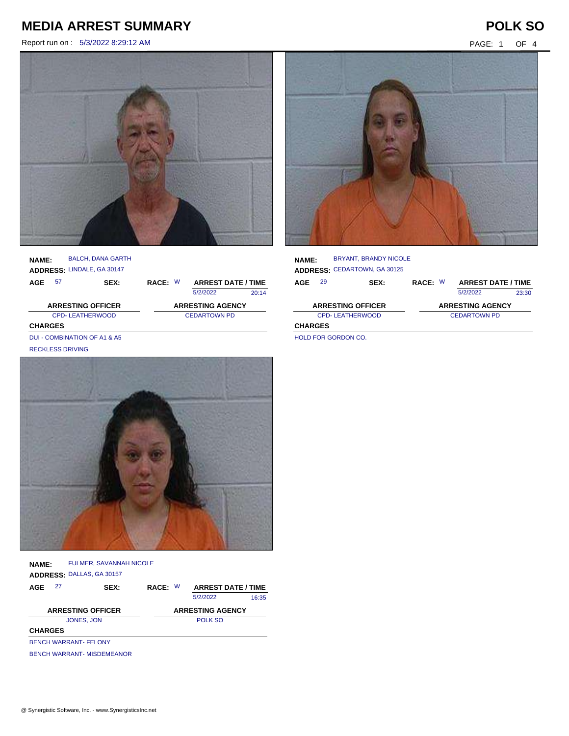# MEDIA ARREST SUMMARY

# POLK SO

Report run on : 5/3/2022 8:29:12 AM

**NAME:** BALCH, DANA GARTH
**ADDRESS:** LINDALE, GA 30147
**AGE** 57 **SEX:** **RACE:** W

**ARREST DATE / TIME**
5/2/2022 20:14

**ARRESTING OFFICER**
CPD- LEATHERWOOD

**ARRESTING AGENCY**
CEDARTOWN PD

**CHARGES**
DUI - COMBINATION OF A1 & A5
RECKLESS DRIVING

**NAME:** BRYANT, BRANDY NICOLE
**ADDRESS:** CEDARTOWN, GA 30125
**AGE** 29 **SEX:** **RACE:** W

**ARREST DATE / TIME**
5/2/2022 23:30

**ARRESTING OFFICER**
CPD- LEATHERWOOD

**ARRESTING AGENCY**
CEDARTOWN PD

**CHARGES**
HOLD FOR GORDON CO.

**NAME:** FULMER, SAVANNAH NICOLE
**ADDRESS:** DALLAS, GA 30157
**AGE** 27 **SEX:** **RACE:** W

**ARREST DATE / TIME**
5/2/2022 16:35

**ARRESTING OFFICER**
JONES, JON

**ARRESTING AGENCY**
POLK SO

**CHARGES**
BENCH WARRANT- FELONY
BENCH WARRANT- MISDEMEANOR

@ Synergistic Software, Inc. - www.SynergisticsInc.net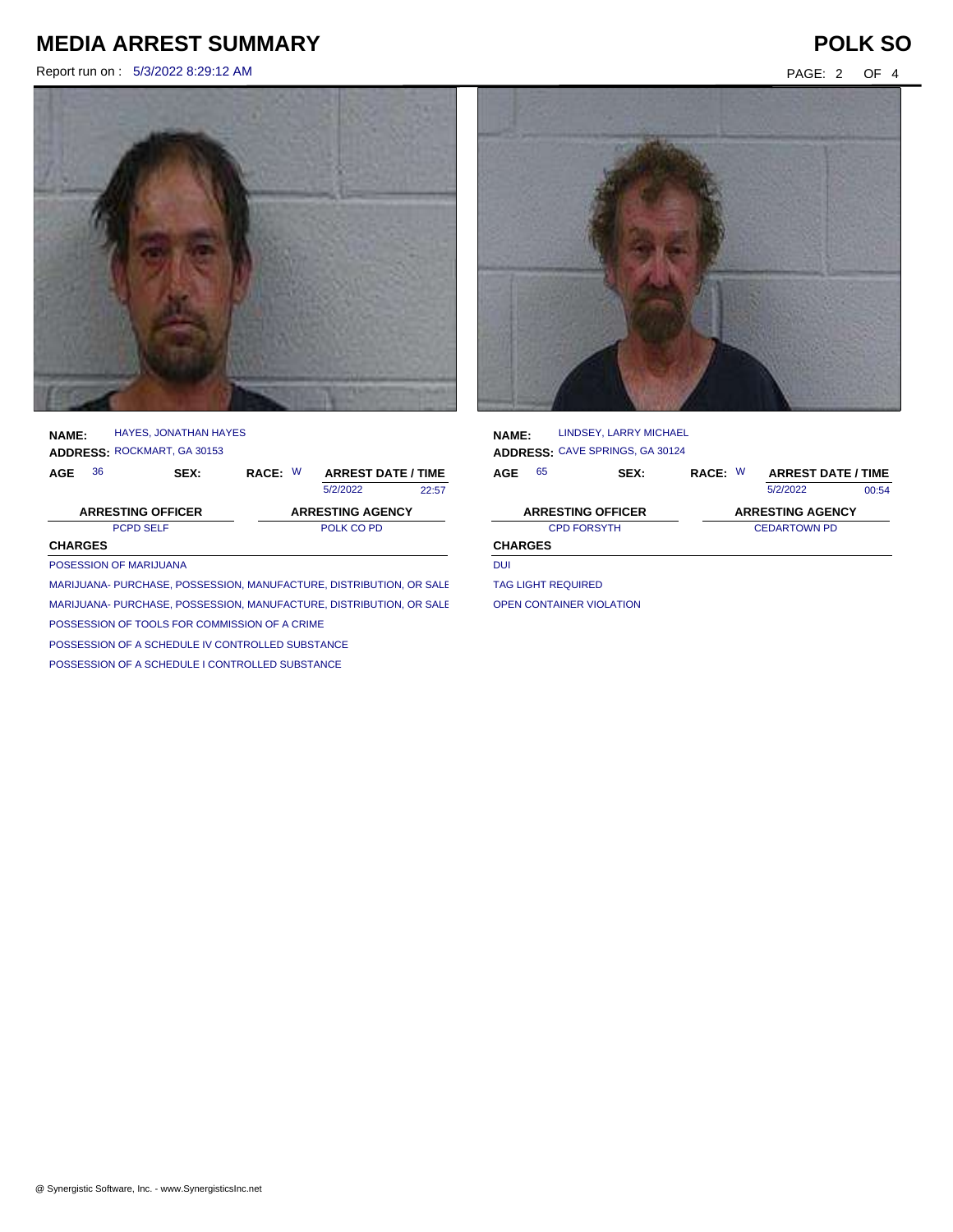# MEDIA ARREST SUMMARY

**POLK SO**

Report run on : 5/3/2022 8:29:12 AM

**NAME:** HAYES, JONATHAN HAYES
**ADDRESS:** ROCKMART, GA 30153

| AGE | SEX: | RACE: | ARREST DATE / TIME | |
|---|---|---|---|---|
| 36 | | W | 5/2/2022 | 22:57 |

| ARRESTING OFFICER | ARRESTING AGENCY |
|---|---|
| PCPD SELF | POLK CO PD |

**CHARGES**

- POSESSION OF MARIJUANA
- MARIJUANA- PURCHASE, POSSESSION, MANUFACTURE, DISTRIBUTION, OR SALE
- MARIJUANA- PURCHASE, POSSESSION, MANUFACTURE, DISTRIBUTION, OR SALE
- POSSESSION OF TOOLS FOR COMMISSION OF A CRIME
- POSSESSION OF A SCHEDULE IV CONTROLLED SUBSTANCE
- POSSESSION OF A SCHEDULE I CONTROLLED SUBSTANCE

**NAME:** LINDSEY, LARRY MICHAEL
**ADDRESS:** CAVE SPRINGS, GA 30124

| AGE | SEX: | RACE: | ARREST DATE / TIME | |
|---|---|---|---|---|
| 65 | | W | 5/2/2022 | 00:54 |

| ARRESTING OFFICER | ARRESTING AGENCY |
|---|---|
| CPD FORSYTH | CEDARTOWN PD |

**CHARGES**

- DUI
- TAG LIGHT REQUIRED
- OPEN CONTAINER VIOLATION

@ Synergistic Software, Inc. - www.SynergisticsInc.net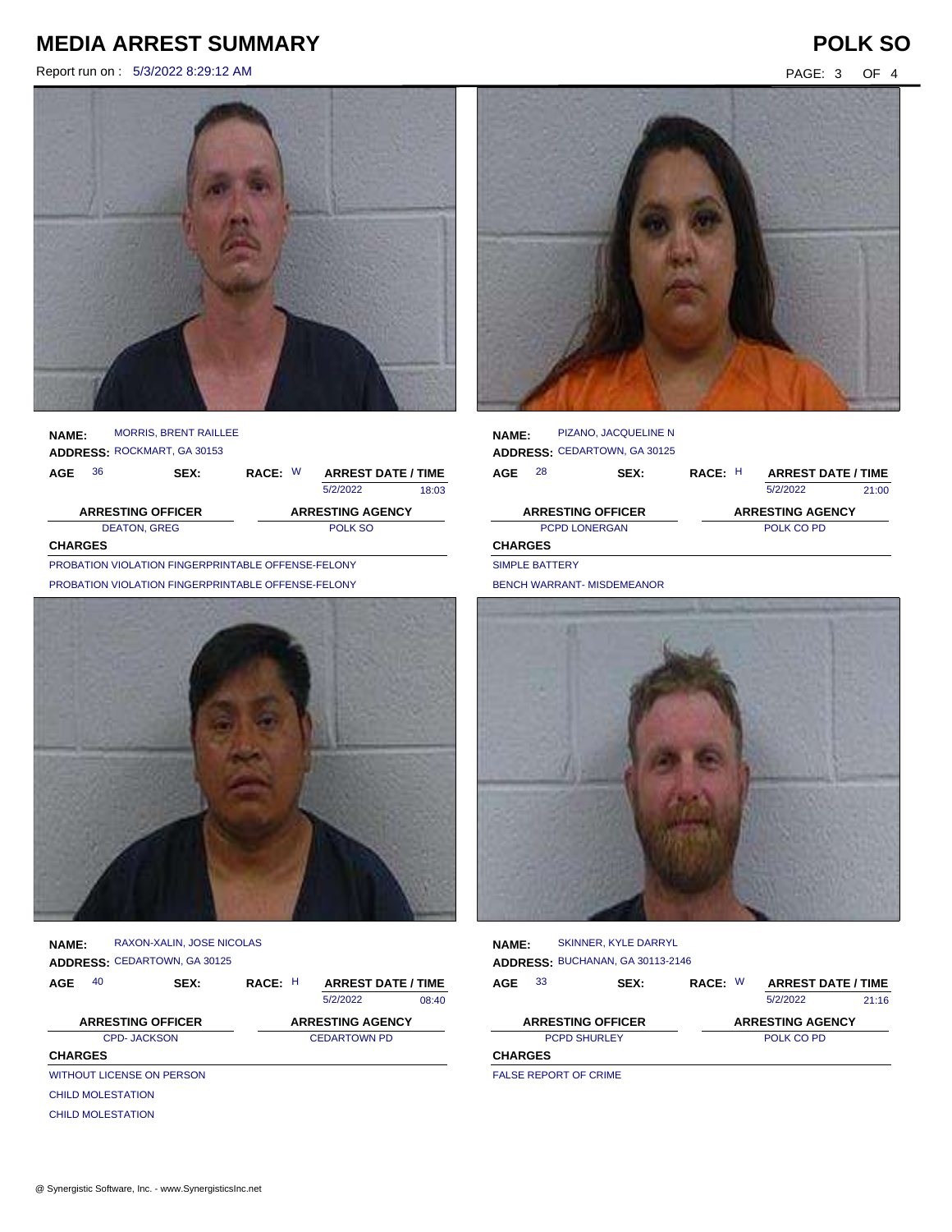# MEDIA ARREST SUMMARY

Report run on : 5/3/2022 8:29:12 AM

**POLK SO**

**NAME:** MORRIS, BRENT RAILLEE
**ADDRESS:** ROCKMART, GA 30153

| AGE | SEX: | RACE: | ARREST DATE / TIME | |
|---|---|---|---|---|
| 36 | | W | 5/2/2022 | 18:03 |

| ARRESTING OFFICER | ARRESTING AGENCY |
|---|---|
| DEATON, GREG | POLK SO |

**CHARGES**

PROBATION VIOLATION FINGERPRINTABLE OFFENSE-FELONY
PROBATION VIOLATION FINGERPRINTABLE OFFENSE-FELONY

**NAME:** PIZANO, JACQUELINE N
**ADDRESS:** CEDARTOWN, GA 30125

| AGE | SEX: | RACE: | ARREST DATE / TIME | |
|---|---|---|---|---|
| 28 | | H | 5/2/2022 | 21:00 |

| ARRESTING OFFICER | ARRESTING AGENCY |
|---|---|
| PCPD LONERGAN | POLK CO PD |

**CHARGES**

SIMPLE BATTERY
BENCH WARRANT- MISDEMEANOR

**NAME:** RAXON-XALIN, JOSE NICOLAS
**ADDRESS:** CEDARTOWN, GA 30125

| AGE | SEX: | RACE: | ARREST DATE / TIME | |
|---|---|---|---|---|
| 40 | | H | 5/2/2022 | 08:40 |

| ARRESTING OFFICER | ARRESTING AGENCY |
|---|---|
| CPD- JACKSON | CEDARTOWN PD |

**CHARGES**

WITHOUT LICENSE ON PERSON
CHILD MOLESTATION
CHILD MOLESTATION

**NAME:** SKINNER, KYLE DARRYL
**ADDRESS:** BUCHANAN, GA 30113-2146

| AGE | SEX: | RACE: | ARREST DATE / TIME | |
|---|---|---|---|---|
| 33 | | W | 5/2/2022 | 21:16 |

| ARRESTING OFFICER | ARRESTING AGENCY |
|---|---|
| PCPD SHURLEY | POLK CO PD |

**CHARGES**

FALSE REPORT OF CRIME

@ Synergistic Software, Inc. - www.SynergisticsInc.net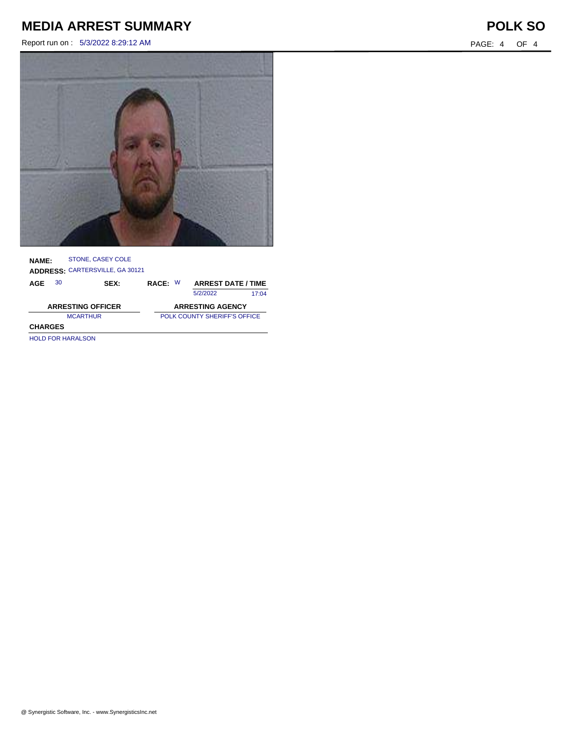# MEDIA ARREST SUMMARY

**POLK SO**

Report run on : 5/3/2022 8:29:12 AM

**NAME:** STONE, CASEY COLE

**ADDRESS:** CARTERSVILLE, GA 30121

| AGE | SEX: | RACE: | ARREST DATE / TIME | |
|---|---|---|---|---|
| 30 | | W | 5/2/2022 | 17:04 |

| ARRESTING OFFICER | ARRESTING AGENCY |
|---|---|
| MCARTHUR | POLK COUNTY SHERIFF'S OFFICE |

**CHARGES**

HOLD FOR HARALSON

@ Synergistic Software, Inc. - www.SynergisticsInc.net